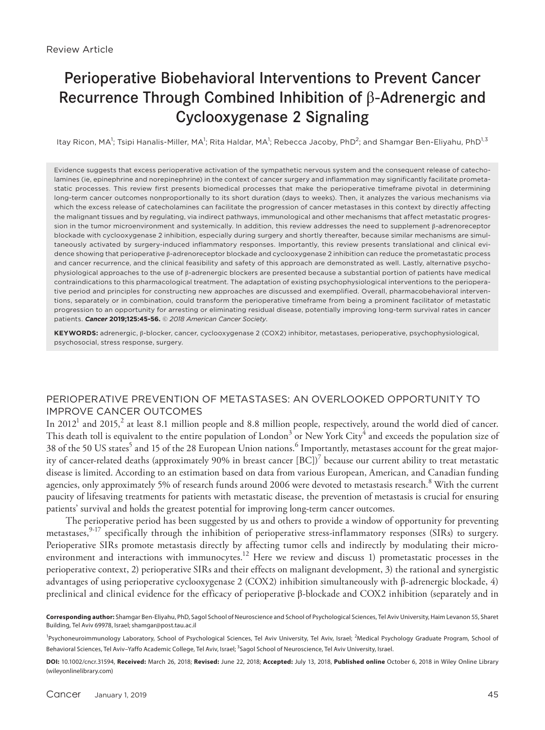Review Article

# Perioperative Biobehavioral Interventions to Prevent Cancer Recurrence Through Combined Inhibition of β-Adrenergic and Cyclooxygenase 2 Signaling

Itay Ricon, MA[1]; Tsipi Hanalis-Miller, MA[1]; Rita Haldar, MA[1]; Rebecca Jacoby, PhD[2]; and Shamgar Ben-Eliyahu, PhD[1,3]

Evidence suggests that excess perioperative activation of the sympathetic nervous system and the consequent release of catecholamines (ie, epinephrine and norepinephrine) in the context of cancer surgery and inflammation may significantly facilitate prometastatic processes. This review first presents biomedical processes that make the perioperative timeframe pivotal in determining long-term cancer outcomes nonproportionally to its short duration (days to weeks). Then, it analyzes the various mechanisms via which the excess release of catecholamines can facilitate the progression of cancer metastases in this context by directly affecting the malignant tissues and by regulating, via indirect pathways, immunological and other mechanisms that affect metastatic progression in the tumor microenvironment and systemically. In addition, this review addresses the need to supplement β-adrenoreceptor blockade with cyclooxygenase 2 inhibition, especially during surgery and shortly thereafter, because similar mechanisms are simultaneously activated by surgery-induced inflammatory responses. Importantly, this review presents translational and clinical evidence showing that perioperative β-adrenoreceptor blockade and cyclooxygenase 2 inhibition can reduce the prometastatic process and cancer recurrence, and the clinical feasibility and safety of this approach are demonstrated as well. Lastly, alternative psychophysiological approaches to the use of β-adrenergic blockers are presented because a substantial portion of patients have medical contraindications to this pharmacological treatment. The adaptation of existing psychophysiological interventions to the perioperative period and principles for constructing new approaches are discussed and exemplified. Overall, pharmacobehavioral interventions, separately or in combination, could transform the perioperative timeframe from being a prominent facilitator of metastatic progression to an opportunity for arresting or eliminating residual disease, potentially improving long-term survival rates in cancer patients. ***Cancer*** **2019;125:45-56.** *© 2018 American Cancer Society*.

**KEYWORDS:** adrenergic, β-blocker, cancer, cyclooxygenase 2 (COX2) inhibitor, metastases, perioperative, psychophysiological, psychosocial, stress response, surgery.

## PERIOPERATIVE PREVENTION OF METASTASES: AN OVERLOOKED OPPORTUNITY TO IMPROVE CANCER OUTCOMES

In 2012[1] and 2015,[2] at least 8.1 million people and 8.8 million people, respectively, around the world died of cancer. This death toll is equivalent to the entire population of London[3] or New York City[4] and exceeds the population size of 38 of the 50 US states[5] and 15 of the 28 European Union nations.[6] Importantly, metastases account for the great majority of cancer-related deaths (approximately 90% in breast cancer [BC])[7] because our current ability to treat metastatic disease is limited. According to an estimation based on data from various European, American, and Canadian funding agencies, only approximately 5% of research funds around 2006 were devoted to metastasis research.[8] With the current paucity of lifesaving treatments for patients with metastatic disease, the prevention of metastasis is crucial for ensuring patients' survival and holds the greatest potential for improving long-term cancer outcomes.

The perioperative period has been suggested by us and others to provide a window of opportunity for preventing metastases,[9-17] specifically through the inhibition of perioperative stress-inflammatory responses (SIRs) to surgery. Perioperative SIRs promote metastasis directly by affecting tumor cells and indirectly by modulating their microenvironment and interactions with immunocytes.[12] Here we review and discuss 1) prometastatic processes in the perioperative context, 2) perioperative SIRs and their effects on malignant development, 3) the rational and synergistic advantages of using perioperative cyclooxygenase 2 (COX2) inhibition simultaneously with β-adrenergic blockade, 4) preclinical and clinical evidence for the efficacy of perioperative β-blockade and COX2 inhibition (separately and in

**Corresponding author:** Shamgar Ben-Eliyahu, PhD, Sagol School of Neuroscience and School of Psychological Sciences, Tel Aviv University, Haim Levanon 55, Sharet Building, Tel Aviv 69978, Israel; shamgar@post.tau.ac.il

[1]Psychoneuroimmunology Laboratory, School of Psychological Sciences, Tel Aviv University, Tel Aviv, Israel; [2]Medical Psychology Graduate Program, School of Behavioral Sciences, Tel Aviv–Yaffo Academic College, Tel Aviv, Israel; [3]Sagol School of Neuroscience, Tel Aviv University, Israel.

**DOI:** 10.1002/cncr.31594, **Received:** March 26, 2018; **Revised:** June 22, 2018; **Accepted:** July 13, 2018, **Published online** October 6, 2018 in Wiley Online Library (wileyonlinelibrary.com)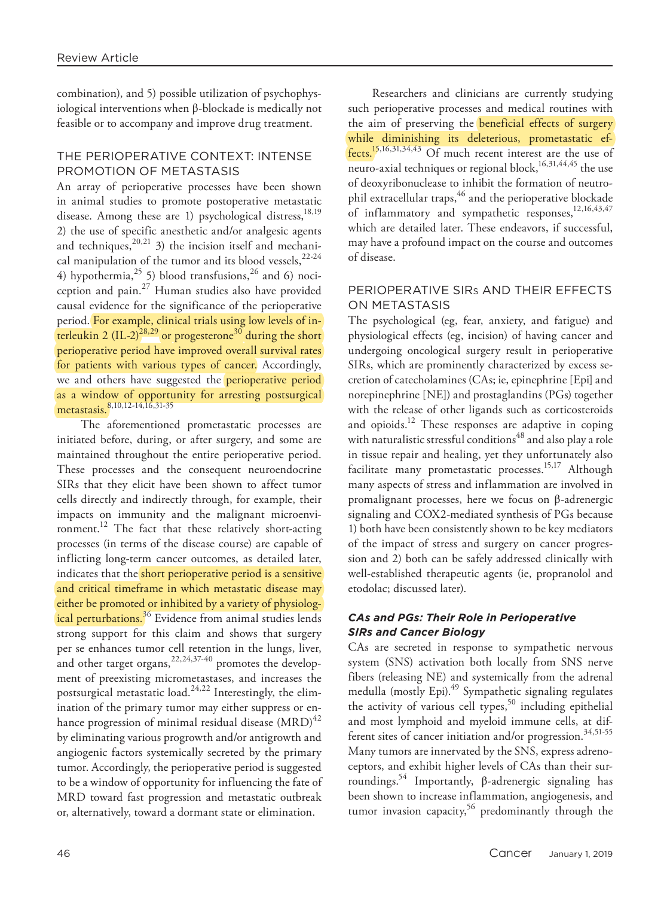combination), and 5) possible utilization of psychophysiological interventions when β-blockade is medically not feasible or to accompany and improve drug treatment.

## THE PERIOPERATIVE CONTEXT: INTENSE PROMOTION OF METASTASIS

An array of perioperative processes have been shown in animal studies to promote postoperative metastatic disease. Among these are 1) psychological distress,[18,19] 2) the use of specific anesthetic and/or analgesic agents and techniques,[20,21] 3) the incision itself and mechanical manipulation of the tumor and its blood vessels,[22-24] 4) hypothermia,[25] 5) blood transfusions,[26] and 6) nociception and pain.[27] Human studies also have provided causal evidence for the significance of the perioperative period. For example, clinical trials using low levels of interleukin 2 (IL-2)[28,29] or progesterone[30] during the short perioperative period have improved overall survival rates for patients with various types of cancer. Accordingly, we and others have suggested the perioperative period as a window of opportunity for arresting postsurgical metastasis.[8,10,12-14,16,31-35]

The aforementioned prometastatic processes are initiated before, during, or after surgery, and some are maintained throughout the entire perioperative period. These processes and the consequent neuroendocrine SIRs that they elicit have been shown to affect tumor cells directly and indirectly through, for example, their impacts on immunity and the malignant microenvironment.[12] The fact that these relatively short-acting processes (in terms of the disease course) are capable of inflicting long-term cancer outcomes, as detailed later, indicates that the short perioperative period is a sensitive and critical timeframe in which metastatic disease may either be promoted or inhibited by a variety of physiological perturbations.[36] Evidence from animal studies lends strong support for this claim and shows that surgery per se enhances tumor cell retention in the lungs, liver, and other target organs,[22,24,37-40] promotes the development of preexisting micrometastases, and increases the postsurgical metastatic load.[24,22] Interestingly, the elimination of the primary tumor may either suppress or enhance progression of minimal residual disease (MRD)[42] by eliminating various progrowth and/or antigrowth and angiogenic factors systemically secreted by the primary tumor. Accordingly, the perioperative period is suggested to be a window of opportunity for influencing the fate of MRD toward fast progression and metastatic outbreak or, alternatively, toward a dormant state or elimination.

Researchers and clinicians are currently studying such perioperative processes and medical routines with the aim of preserving the beneficial effects of surgery while diminishing its deleterious, prometastatic effects.[15,16,31,34,43] Of much recent interest are the use of neuro-axial techniques or regional block,[16,31,44,45] the use of deoxyribonuclease to inhibit the formation of neutrophil extracellular traps,[46] and the perioperative blockade of inflammatory and sympathetic responses,[12,16,43,47] which are detailed later. These endeavors, if successful, may have a profound impact on the course and outcomes of disease.

## PERIOPERATIVE SIRs AND THEIR EFFECTS ON METASTASIS

The psychological (eg, fear, anxiety, and fatigue) and physiological effects (eg, incision) of having cancer and undergoing oncological surgery result in perioperative SIRs, which are prominently characterized by excess secretion of catecholamines (CAs; ie, epinephrine [Epi] and norepinephrine [NE]) and prostaglandins (PGs) together with the release of other ligands such as corticosteroids and opioids.[12] These responses are adaptive in coping with naturalistic stressful conditions[48] and also play a role in tissue repair and healing, yet they unfortunately also facilitate many prometastatic processes.[15,17] Although many aspects of stress and inflammation are involved in promalignant processes, here we focus on β-adrenergic signaling and COX2-mediated synthesis of PGs because 1) both have been consistently shown to be key mediators of the impact of stress and surgery on cancer progression and 2) both can be safely addressed clinically with well-established therapeutic agents (ie, propranolol and etodolac; discussed later).

### *CAs and PGs: Their Role in Perioperative SIRs and Cancer Biology*

CAs are secreted in response to sympathetic nervous system (SNS) activation both locally from SNS nerve fibers (releasing NE) and systemically from the adrenal medulla (mostly Epi).[49] Sympathetic signaling regulates the activity of various cell types,[50] including epithelial and most lymphoid and myeloid immune cells, at different sites of cancer initiation and/or progression.[34,51-55] Many tumors are innervated by the SNS, express adrenoceptors, and exhibit higher levels of CAs than their surroundings.[54] Importantly, β-adrenergic signaling has been shown to increase inflammation, angiogenesis, and tumor invasion capacity,[56] predominantly through the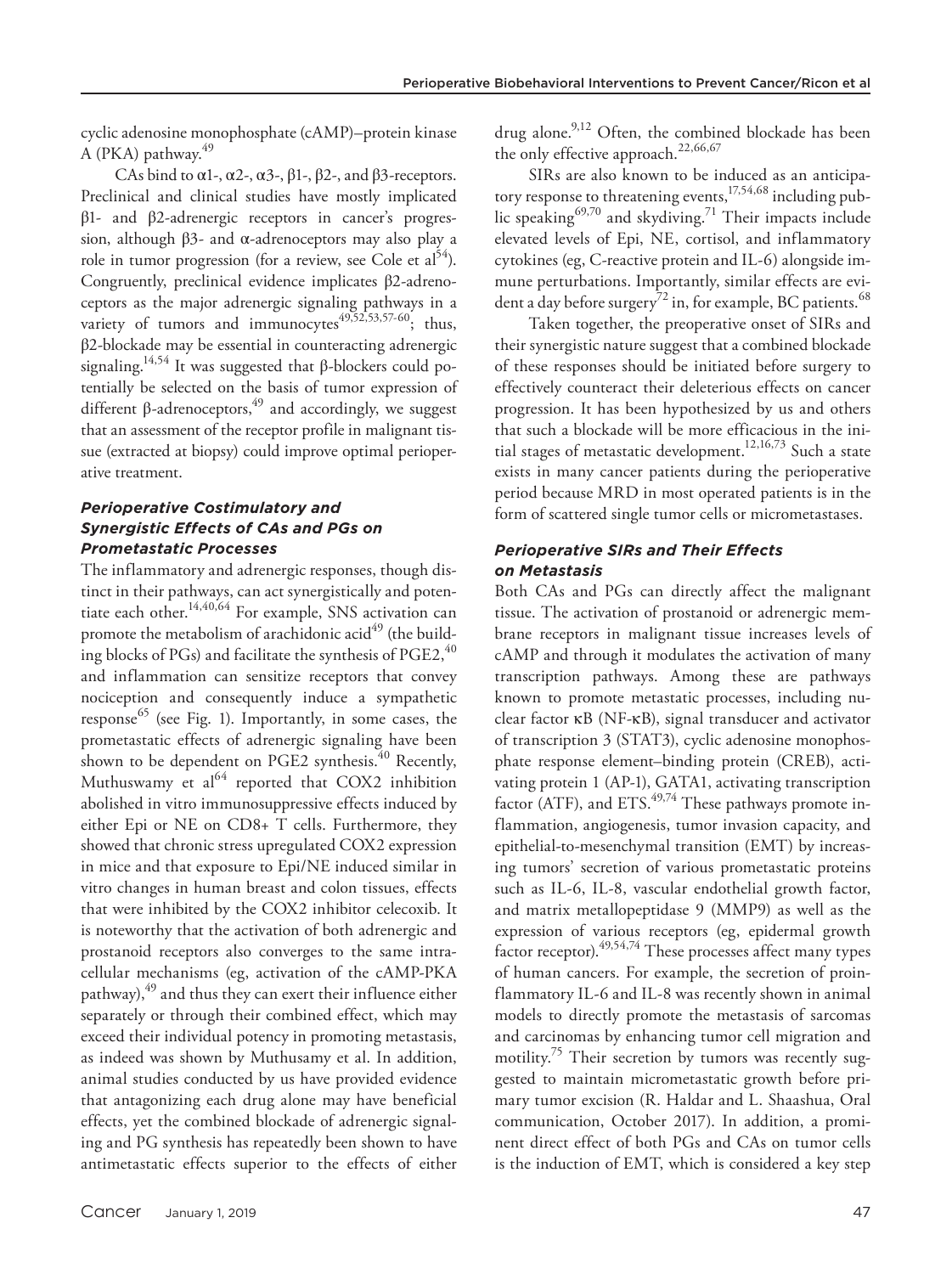cyclic adenosine monophosphate (cAMP)–protein kinase A (PKA) pathway.[49]

CAs bind to α1-, α2-, α3-, β1-, β2-, and β3-receptors. Preclinical and clinical studies have mostly implicated β1- and β2-adrenergic receptors in cancer's progression, although β3- and α-adrenoceptors may also play a role in tumor progression (for a review, see Cole et al[54]). Congruently, preclinical evidence implicates β2-adrenoceptors as the major adrenergic signaling pathways in a variety of tumors and immunocytes[49,52,53,57-60]; thus, β2-blockade may be essential in counteracting adrenergic signaling.[14,54] It was suggested that β-blockers could potentially be selected on the basis of tumor expression of different β-adrenoceptors,[49] and accordingly, we suggest that an assessment of the receptor profile in malignant tissue (extracted at biopsy) could improve optimal perioperative treatment.

### *Perioperative Costimulatory and Synergistic Effects of CAs and PGs on Prometastatic Processes*

The inflammatory and adrenergic responses, though distinct in their pathways, can act synergistically and potentiate each other.[14,40,64] For example, SNS activation can promote the metabolism of arachidonic acid[49] (the building blocks of PGs) and facilitate the synthesis of PGE2,[40] and inflammation can sensitize receptors that convey nociception and consequently induce a sympathetic response[65] (see Fig. 1). Importantly, in some cases, the prometastatic effects of adrenergic signaling have been shown to be dependent on PGE2 synthesis.[40] Recently, Muthuswamy et al[64] reported that COX2 inhibition abolished in vitro immunosuppressive effects induced by either Epi or NE on CD8+ T cells. Furthermore, they showed that chronic stress upregulated COX2 expression in mice and that exposure to Epi/NE induced similar in vitro changes in human breast and colon tissues, effects that were inhibited by the COX2 inhibitor celecoxib. It is noteworthy that the activation of both adrenergic and prostanoid receptors also converges to the same intracellular mechanisms (eg, activation of the cAMP-PKA pathway),[49] and thus they can exert their influence either separately or through their combined effect, which may exceed their individual potency in promoting metastasis, as indeed was shown by Muthusamy et al. In addition, animal studies conducted by us have provided evidence that antagonizing each drug alone may have beneficial effects, yet the combined blockade of adrenergic signaling and PG synthesis has repeatedly been shown to have antimetastatic effects superior to the effects of either drug alone.[9,12] Often, the combined blockade has been the only effective approach.[22,66,67]

SIRs are also known to be induced as an anticipatory response to threatening events,[17,54,68] including public speaking[69,70] and skydiving.[71] Their impacts include elevated levels of Epi, NE, cortisol, and inflammatory cytokines (eg, C-reactive protein and IL-6) alongside immune perturbations. Importantly, similar effects are evident a day before surgery[72] in, for example, BC patients.[68]

Taken together, the preoperative onset of SIRs and their synergistic nature suggest that a combined blockade of these responses should be initiated before surgery to effectively counteract their deleterious effects on cancer progression. It has been hypothesized by us and others that such a blockade will be more efficacious in the initial stages of metastatic development.[12,16,73] Such a state exists in many cancer patients during the perioperative period because MRD in most operated patients is in the form of scattered single tumor cells or micrometastases.

### *Perioperative SIRs and Their Effects on Metastasis*

Both CAs and PGs can directly affect the malignant tissue. The activation of prostanoid or adrenergic membrane receptors in malignant tissue increases levels of cAMP and through it modulates the activation of many transcription pathways. Among these are pathways known to promote metastatic processes, including nuclear factor κB (NF-κB), signal transducer and activator of transcription 3 (STAT3), cyclic adenosine monophosphate response element–binding protein (CREB), activating protein 1 (AP-1), GATA1, activating transcription factor (ATF), and ETS.[49,74] These pathways promote inflammation, angiogenesis, tumor invasion capacity, and epithelial-to-mesenchymal transition (EMT) by increasing tumors' secretion of various prometastatic proteins such as IL-6, IL-8, vascular endothelial growth factor, and matrix metallopeptidase 9 (MMP9) as well as the expression of various receptors (eg, epidermal growth factor receptor).[49,54,74] These processes affect many types of human cancers. For example, the secretion of proinflammatory IL-6 and IL-8 was recently shown in animal models to directly promote the metastasis of sarcomas and carcinomas by enhancing tumor cell migration and motility.[75] Their secretion by tumors was recently suggested to maintain micrometastatic growth before primary tumor excision (R. Haldar and L. Shaashua, Oral communication, October 2017). In addition, a prominent direct effect of both PGs and CAs on tumor cells is the induction of EMT, which is considered a key step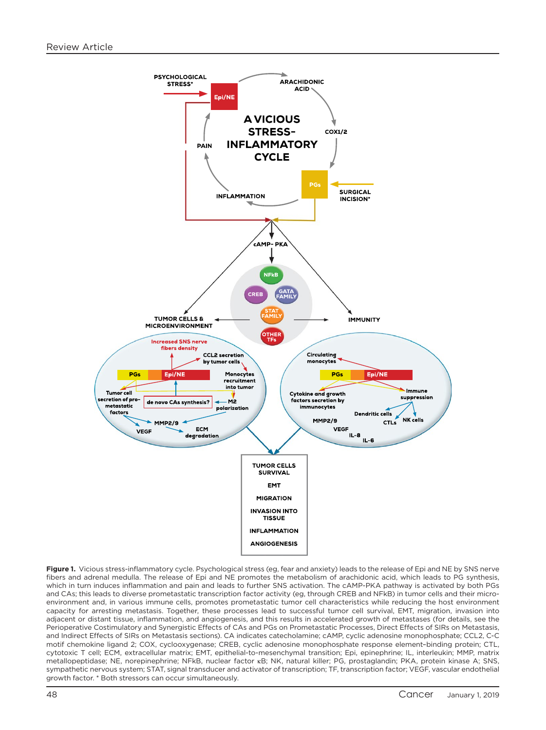**Figure 1.** Vicious stress-inflammatory cycle. Psychological stress (eg, fear and anxiety) leads to the release of Epi and NE by SNS nerve fibers and adrenal medulla. The release of Epi and NE promotes the metabolism of arachidonic acid, which leads to PG synthesis, which in turn induces inflammation and pain and leads to further SNS activation. The cAMP-PKA pathway is activated by both PGs and CAs; this leads to diverse prometastatic transcription factor activity (eg, through CREB and NFkB) in tumor cells and their microenvironment and, in various immune cells, promotes prometastatic tumor cell characteristics while reducing the host environment capacity for arresting metastasis. Together, these processes lead to successful tumor cell survival, EMT, migration, invasion into adjacent or distant tissue, inflammation, and angiogenesis, and this results in accelerated growth of metastases (for details, see the Perioperative Costimulatory and Synergistic Effects of CAs and PGs on Prometastatic Processes, Direct Effects of SIRs on Metastasis, and Indirect Effects of SIRs on Metastasis sections). CA indicates catecholamine; cAMP, cyclic adenosine monophosphate; CCL2, C-C motif chemokine ligand 2; COX, cyclooxygenase; CREB, cyclic adenosine monophosphate response element–binding protein; CTL, cytotoxic T cell; ECM, extracellular matrix; EMT, epithelial-to-mesenchymal transition; Epi, epinephrine; IL, interleukin; MMP, matrix metallopeptidase; NE, norepinephrine; NFkB, nuclear factor κB; NK, natural killer; PG, prostaglandin; PKA, protein kinase A; SNS, sympathetic nervous system; STAT, signal transducer and activator of transcription; TF, transcription factor; VEGF, vascular endothelial growth factor. * Both stressors can occur simultaneously.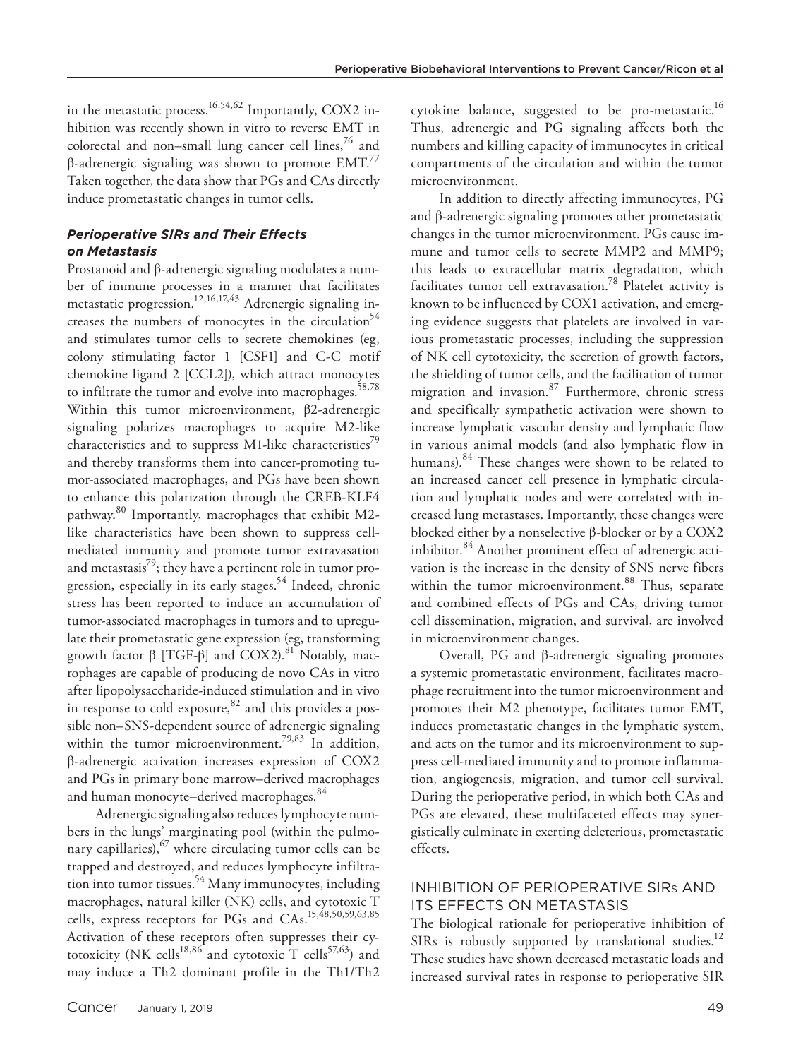in the metastatic process.[16,54,62] Importantly, COX2 inhibition was recently shown in vitro to reverse EMT in colorectal and non–small lung cancer cell lines,[76] and β-adrenergic signaling was shown to promote EMT.[77] Taken together, the data show that PGs and CAs directly induce prometastatic changes in tumor cells.

### *Perioperative SIRs and Their Effects on Metastasis*

Prostanoid and β-adrenergic signaling modulates a number of immune processes in a manner that facilitates metastatic progression.[12,16,17,43] Adrenergic signaling increases the numbers of monocytes in the circulation[54] and stimulates tumor cells to secrete chemokines (eg, colony stimulating factor 1 [CSF1] and C-C motif chemokine ligand 2 [CCL2]), which attract monocytes to infiltrate the tumor and evolve into macrophages.[58,78] Within this tumor microenvironment, β2-adrenergic signaling polarizes macrophages to acquire M2-like characteristics and to suppress M1-like characteristics[79] and thereby transforms them into cancer-promoting tumor-associated macrophages, and PGs have been shown to enhance this polarization through the CREB-KLF4 pathway.[80] Importantly, macrophages that exhibit M2-like characteristics have been shown to suppress cell-mediated immunity and promote tumor extravasation and metastasis[79]; they have a pertinent role in tumor progression, especially in its early stages.[54] Indeed, chronic stress has been reported to induce an accumulation of tumor-associated macrophages in tumors and to upregulate their prometastatic gene expression (eg, transforming growth factor β [TGF-β] and COX2).[81] Notably, macrophages are capable of producing de novo CAs in vitro after lipopolysaccharide-induced stimulation and in vivo in response to cold exposure,[82] and this provides a possible non–SNS-dependent source of adrenergic signaling within the tumor microenvironment.[79,83] In addition, β-adrenergic activation increases expression of COX2 and PGs in primary bone marrow–derived macrophages and human monocyte–derived macrophages.[84]

Adrenergic signaling also reduces lymphocyte numbers in the lungs' marginating pool (within the pulmonary capillaries),[67] where circulating tumor cells can be trapped and destroyed, and reduces lymphocyte infiltration into tumor tissues.[54] Many immunocytes, including macrophages, natural killer (NK) cells, and cytotoxic T cells, express receptors for PGs and CAs.[15,48,50,59,63,85] Activation of these receptors often suppresses their cytotoxicity (NK cells[18,86] and cytotoxic T cells[57,63]) and may induce a Th2 dominant profile in the Th1/Th2 cytokine balance, suggested to be pro-metastatic.[16] Thus, adrenergic and PG signaling affects both the numbers and killing capacity of immunocytes in critical compartments of the circulation and within the tumor microenvironment.

In addition to directly affecting immunocytes, PG and β-adrenergic signaling promotes other prometastatic changes in the tumor microenvironment. PGs cause immune and tumor cells to secrete MMP2 and MMP9; this leads to extracellular matrix degradation, which facilitates tumor cell extravasation.[78] Platelet activity is known to be influenced by COX1 activation, and emerging evidence suggests that platelets are involved in various prometastatic processes, including the suppression of NK cell cytotoxicity, the secretion of growth factors, the shielding of tumor cells, and the facilitation of tumor migration and invasion.[87] Furthermore, chronic stress and specifically sympathetic activation were shown to increase lymphatic vascular density and lymphatic flow in various animal models (and also lymphatic flow in humans).[84] These changes were shown to be related to an increased cancer cell presence in lymphatic circulation and lymphatic nodes and were correlated with increased lung metastases. Importantly, these changes were blocked either by a nonselective β-blocker or by a COX2 inhibitor.[84] Another prominent effect of adrenergic activation is the increase in the density of SNS nerve fibers within the tumor microenvironment.[88] Thus, separate and combined effects of PGs and CAs, driving tumor cell dissemination, migration, and survival, are involved in microenvironment changes.

Overall, PG and β-adrenergic signaling promotes a systemic prometastatic environment, facilitates macrophage recruitment into the tumor microenvironment and promotes their M2 phenotype, facilitates tumor EMT, induces prometastatic changes in the lymphatic system, and acts on the tumor and its microenvironment to suppress cell-mediated immunity and to promote inflammation, angiogenesis, migration, and tumor cell survival. During the perioperative period, in which both CAs and PGs are elevated, these multifaceted effects may synergistically culminate in exerting deleterious, prometastatic effects.

## INHIBITION OF PERIOPERATIVE SIRs AND ITS EFFECTS ON METASTASIS

The biological rationale for perioperative inhibition of SIRs is robustly supported by translational studies.[12] These studies have shown decreased metastatic loads and increased survival rates in response to perioperative SIR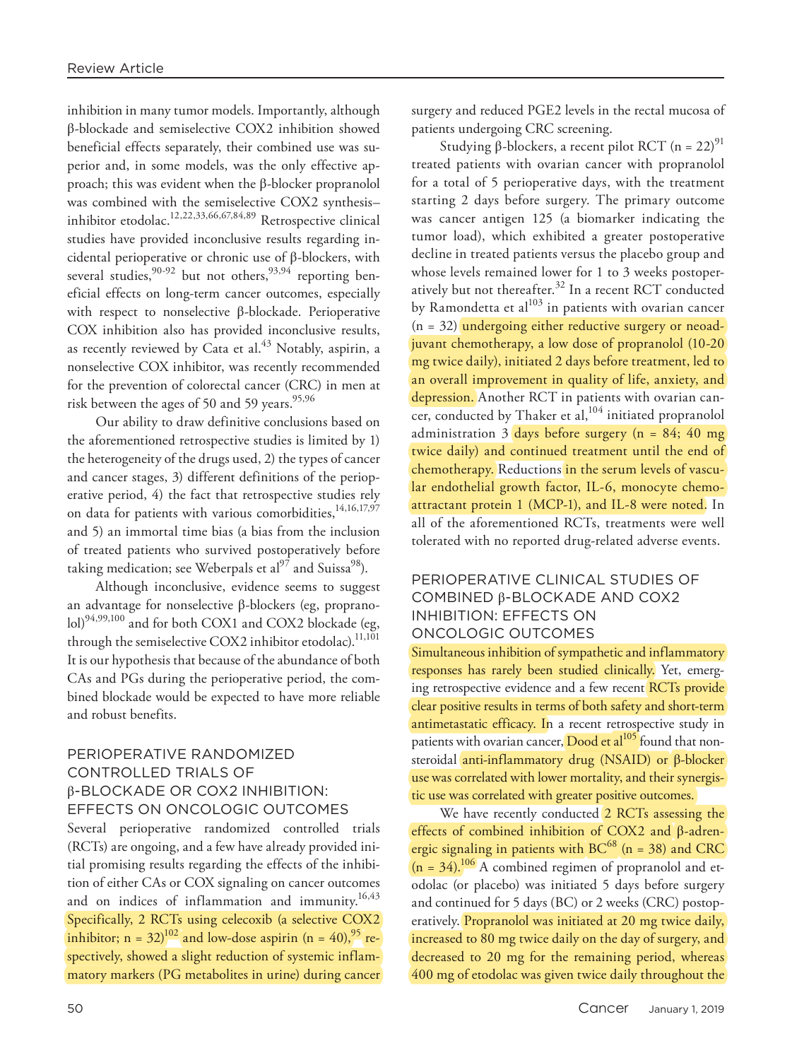inhibition in many tumor models. Importantly, although β-blockade and semiselective COX2 inhibition showed beneficial effects separately, their combined use was superior and, in some models, was the only effective approach; this was evident when the β-blocker propranolol was combined with the semiselective COX2 synthesis–inhibitor etodolac.[12,22,33,66,67,84,89] Retrospective clinical studies have provided inconclusive results regarding incidental perioperative or chronic use of β-blockers, with several studies,[90-92] but not others,[93,94] reporting beneficial effects on long-term cancer outcomes, especially with respect to nonselective β-blockade. Perioperative COX inhibition also has provided inconclusive results, as recently reviewed by Cata et al.[43] Notably, aspirin, a nonselective COX inhibitor, was recently recommended for the prevention of colorectal cancer (CRC) in men at risk between the ages of 50 and 59 years.[95,96]

Our ability to draw definitive conclusions based on the aforementioned retrospective studies is limited by 1) the heterogeneity of the drugs used, 2) the types of cancer and cancer stages, 3) different definitions of the perioperative period, 4) the fact that retrospective studies rely on data for patients with various comorbidities,[14,16,17,97] and 5) an immortal time bias (a bias from the inclusion of treated patients who survived postoperatively before taking medication; see Weberpals et al[97] and Suissa[98]).

Although inconclusive, evidence seems to suggest an advantage for nonselective β-blockers (eg, propranolol)[94,99,100] and for both COX1 and COX2 blockade (eg, through the semiselective COX2 inhibitor etodolac).[11,101] It is our hypothesis that because of the abundance of both CAs and PGs during the perioperative period, the combined blockade would be expected to have more reliable and robust benefits.

## PERIOPERATIVE RANDOMIZED CONTROLLED TRIALS OF β-BLOCKADE OR COX2 INHIBITION: EFFECTS ON ONCOLOGIC OUTCOMES

Several perioperative randomized controlled trials (RCTs) are ongoing, and a few have already provided initial promising results regarding the effects of the inhibition of either CAs or COX signaling on cancer outcomes and on indices of inflammation and immunity.[16,43] Specifically, 2 RCTs using celecoxib (a selective COX2 inhibitor; n = 32)[102] and low-dose aspirin (n = 40),[95] respectively, showed a slight reduction of systemic inflammatory markers (PG metabolites in urine) during cancer surgery and reduced PGE2 levels in the rectal mucosa of patients undergoing CRC screening.

Studying β-blockers, a recent pilot RCT (n = 22)[91] treated patients with ovarian cancer with propranolol for a total of 5 perioperative days, with the treatment starting 2 days before surgery. The primary outcome was cancer antigen 125 (a biomarker indicating the tumor load), which exhibited a greater postoperative decline in treated patients versus the placebo group and whose levels remained lower for 1 to 3 weeks postoperatively but not thereafter.[32] In a recent RCT conducted by Ramondetta et al[103] in patients with ovarian cancer (n = 32) undergoing either reductive surgery or neoadjuvant chemotherapy, a low dose of propranolol (10-20 mg twice daily), initiated 2 days before treatment, led to an overall improvement in quality of life, anxiety, and depression. Another RCT in patients with ovarian cancer, conducted by Thaker et al,[104] initiated propranolol administration 3 days before surgery (n = 84; 40 mg twice daily) and continued treatment until the end of chemotherapy. Reductions in the serum levels of vascular endothelial growth factor, IL-6, monocyte chemoattractant protein 1 (MCP-1), and IL-8 were noted. In all of the aforementioned RCTs, treatments were well tolerated with no reported drug-related adverse events.

## PERIOPERATIVE CLINICAL STUDIES OF COMBINED β-BLOCKADE AND COX2 INHIBITION: EFFECTS ON ONCOLOGIC OUTCOMES

Simultaneous inhibition of sympathetic and inflammatory responses has rarely been studied clinically. Yet, emerging retrospective evidence and a few recent RCTs provide clear positive results in terms of both safety and short-term antimetastatic efficacy. In a recent retrospective study in patients with ovarian cancer, Dood et al[105] found that nonsteroidal anti-inflammatory drug (NSAID) or β-blocker use was correlated with lower mortality, and their synergistic use was correlated with greater positive outcomes.

We have recently conducted 2 RCTs assessing the effects of combined inhibition of COX2 and β-adrenergic signaling in patients with BC[68] (n = 38) and CRC (n = 34).[106] A combined regimen of propranolol and etodolac (or placebo) was initiated 5 days before surgery and continued for 5 days (BC) or 2 weeks (CRC) postoperatively. Propranolol was initiated at 20 mg twice daily, increased to 80 mg twice daily on the day of surgery, and decreased to 20 mg for the remaining period, whereas 400 mg of etodolac was given twice daily throughout the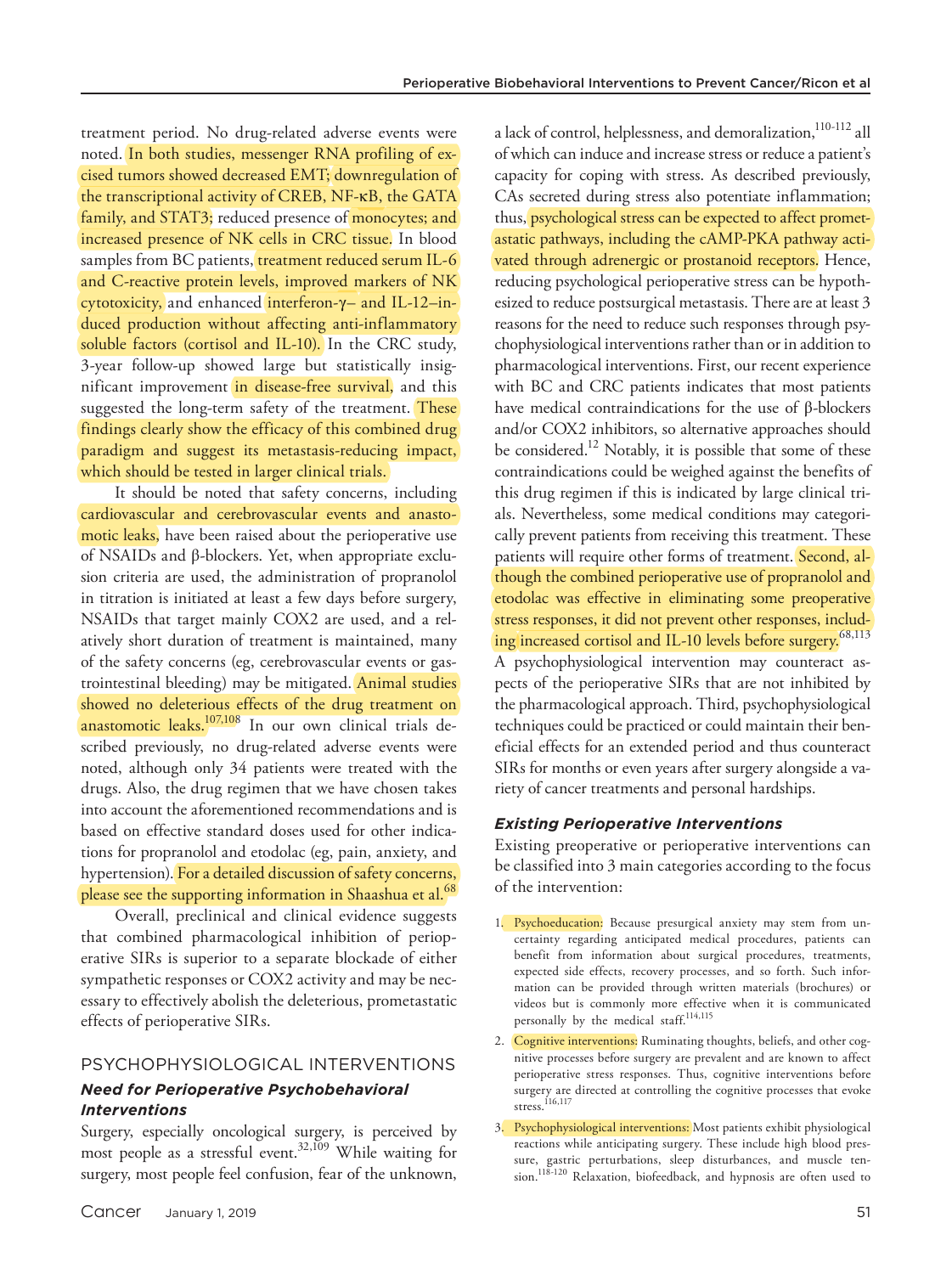treatment period. No drug-related adverse events were noted. In both studies, messenger RNA profiling of excised tumors showed decreased EMT; downregulation of the transcriptional activity of CREB, NF-κB, the GATA family, and STAT3; reduced presence of monocytes; and increased presence of NK cells in CRC tissue. In blood samples from BC patients, treatment reduced serum IL-6 and C-reactive protein levels, improved markers of NK cytotoxicity, and enhanced interferon-γ– and IL-12–induced production without affecting anti-inflammatory soluble factors (cortisol and IL-10). In the CRC study, 3-year follow-up showed large but statistically insignificant improvement in disease-free survival, and this suggested the long-term safety of the treatment. These findings clearly show the efficacy of this combined drug paradigm and suggest its metastasis-reducing impact, which should be tested in larger clinical trials.

It should be noted that safety concerns, including cardiovascular and cerebrovascular events and anastomotic leaks, have been raised about the perioperative use of NSAIDs and β-blockers. Yet, when appropriate exclusion criteria are used, the administration of propranolol in titration is initiated at least a few days before surgery, NSAIDs that target mainly COX2 are used, and a relatively short duration of treatment is maintained, many of the safety concerns (eg, cerebrovascular events or gastrointestinal bleeding) may be mitigated. Animal studies showed no deleterious effects of the drug treatment on anastomotic leaks.[107,108] In our own clinical trials described previously, no drug-related adverse events were noted, although only 34 patients were treated with the drugs. Also, the drug regimen that we have chosen takes into account the aforementioned recommendations and is based on effective standard doses used for other indications for propranolol and etodolac (eg, pain, anxiety, and hypertension). For a detailed discussion of safety concerns, please see the supporting information in Shaashua et al.[68]

Overall, preclinical and clinical evidence suggests that combined pharmacological inhibition of perioperative SIRs is superior to a separate blockade of either sympathetic responses or COX2 activity and may be necessary to effectively abolish the deleterious, prometastatic effects of perioperative SIRs.

## PSYCHOPHYSIOLOGICAL INTERVENTIONS

### *Need for Perioperative Psychobehavioral Interventions*

Surgery, especially oncological surgery, is perceived by most people as a stressful event.[32,109] While waiting for surgery, most people feel confusion, fear of the unknown, a lack of control, helplessness, and demoralization,[110-112] all of which can induce and increase stress or reduce a patient's capacity for coping with stress. As described previously, CAs secreted during stress also potentiate inflammation; thus, psychological stress can be expected to affect prometastatic pathways, including the cAMP-PKA pathway activated through adrenergic or prostanoid receptors. Hence, reducing psychological perioperative stress can be hypothesized to reduce postsurgical metastasis. There are at least 3 reasons for the need to reduce such responses through psychophysiological interventions rather than or in addition to pharmacological interventions. First, our recent experience with BC and CRC patients indicates that most patients have medical contraindications for the use of β-blockers and/or COX2 inhibitors, so alternative approaches should be considered.[12] Notably, it is possible that some of these contraindications could be weighed against the benefits of this drug regimen if this is indicated by large clinical trials. Nevertheless, some medical conditions may categorically prevent patients from receiving this treatment. These patients will require other forms of treatment. Second, although the combined perioperative use of propranolol and etodolac was effective in eliminating some preoperative stress responses, it did not prevent other responses, including increased cortisol and IL-10 levels before surgery.[68,113] A psychophysiological intervention may counteract aspects of the perioperative SIRs that are not inhibited by the pharmacological approach. Third, psychophysiological techniques could be practiced or could maintain their beneficial effects for an extended period and thus counteract SIRs for months or even years after surgery alongside a variety of cancer treatments and personal hardships.

### *Existing Perioperative Interventions*

Existing preoperative or perioperative interventions can be classified into 3 main categories according to the focus of the intervention:

1. Psychoeducation: Because presurgical anxiety may stem from uncertainty regarding anticipated medical procedures, patients can benefit from information about surgical procedures, treatments, expected side effects, recovery processes, and so forth. Such information can be provided through written materials (brochures) or videos but is commonly more effective when it is communicated personally by the medical staff.[114,115]
2. Cognitive interventions: Ruminating thoughts, beliefs, and other cognitive processes before surgery are prevalent and are known to affect perioperative stress responses. Thus, cognitive interventions before surgery are directed at controlling the cognitive processes that evoke stress.[116,117]
3. Psychophysiological interventions: Most patients exhibit physiological reactions while anticipating surgery. These include high blood pressure, gastric perturbations, sleep disturbances, and muscle tension.[118-120] Relaxation, biofeedback, and hypnosis are often used to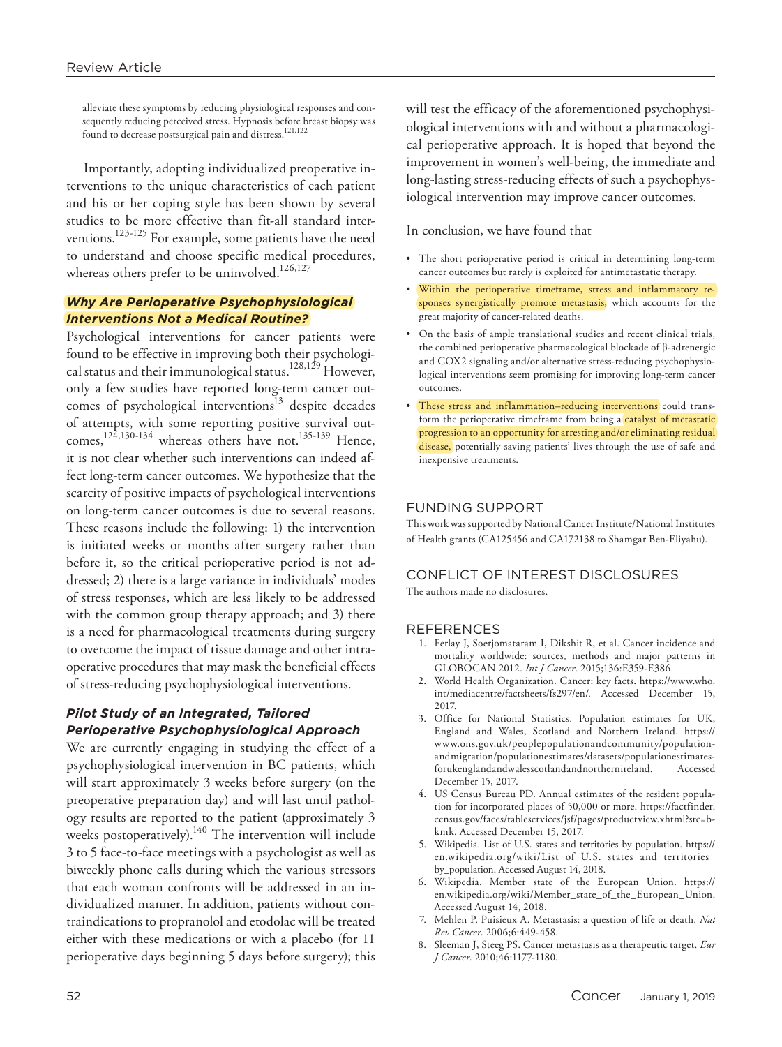alleviate these symptoms by reducing physiological responses and consequently reducing perceived stress. Hypnosis before breast biopsy was found to decrease postsurgical pain and distress.[121,122]

Importantly, adopting individualized preoperative interventions to the unique characteristics of each patient and his or her coping style has been shown by several studies to be more effective than fit-all standard interventions.[123-125] For example, some patients have the need to understand and choose specific medical procedures, whereas others prefer to be uninvolved.[126,127]

### *Why Are Perioperative Psychophysiological Interventions Not a Medical Routine?*

Psychological interventions for cancer patients were found to be effective in improving both their psychological status and their immunological status.[128,129] However, only a few studies have reported long-term cancer outcomes of psychological interventions[13] despite decades of attempts, with some reporting positive survival outcomes,[124,130-134] whereas others have not.[135-139] Hence, it is not clear whether such interventions can indeed affect long-term cancer outcomes. We hypothesize that the scarcity of positive impacts of psychological interventions on long-term cancer outcomes is due to several reasons. These reasons include the following: 1) the intervention is initiated weeks or months after surgery rather than before it, so the critical perioperative period is not addressed; 2) there is a large variance in individuals' modes of stress responses, which are less likely to be addressed with the common group therapy approach; and 3) there is a need for pharmacological treatments during surgery to overcome the impact of tissue damage and other intraoperative procedures that may mask the beneficial effects of stress-reducing psychophysiological interventions.

### *Pilot Study of an Integrated, Tailored Perioperative Psychophysiological Approach*

We are currently engaging in studying the effect of a psychophysiological intervention in BC patients, which will start approximately 3 weeks before surgery (on the preoperative preparation day) and will last until pathology results are reported to the patient (approximately 3 weeks postoperatively).[140] The intervention will include 3 to 5 face-to-face meetings with a psychologist as well as biweekly phone calls during which the various stressors that each woman confronts will be addressed in an individualized manner. In addition, patients without contraindications to propranolol and etodolac will be treated either with these medications or with a placebo (for 11 perioperative days beginning 5 days before surgery); this will test the efficacy of the aforementioned psychophysiological interventions with and without a pharmacological perioperative approach. It is hoped that beyond the improvement in women's well-being, the immediate and long-lasting stress-reducing effects of such a psychophysiological intervention may improve cancer outcomes.

In conclusion, we have found that

- The short perioperative period is critical in determining long-term cancer outcomes but rarely is exploited for antimetastatic therapy.
- Within the perioperative timeframe, stress and inflammatory responses synergistically promote metastasis, which accounts for the great majority of cancer-related deaths.
- On the basis of ample translational studies and recent clinical trials, the combined perioperative pharmacological blockade of β-adrenergic and COX2 signaling and/or alternative stress-reducing psychophysiological interventions seem promising for improving long-term cancer outcomes.
- These stress and inflammation–reducing interventions could transform the perioperative timeframe from being a catalyst of metastatic progression to an opportunity for arresting and/or eliminating residual disease, potentially saving patients' lives through the use of safe and inexpensive treatments.

## FUNDING SUPPORT

This work was supported by National Cancer Institute/National Institutes of Health grants (CA125456 and CA172138 to Shamgar Ben-Eliyahu).

## CONFLICT OF INTEREST DISCLOSURES

The authors made no disclosures.

## REFERENCES

1. Ferlay J, Soerjomataram I, Dikshit R, et al. Cancer incidence and mortality worldwide: sources, methods and major patterns in GLOBOCAN 2012. *Int J Cancer*. 2015;136:E359-E386.
2. World Health Organization. Cancer: key facts. https://www.who.int/mediacentre/factsheets/fs297/en/. Accessed December 15, 2017.
3. Office for National Statistics. Population estimates for UK, England and Wales, Scotland and Northern Ireland. https://www.ons.gov.uk/peoplepopulationandcommunity/populationandmigration/populationestimates/datasets/populationestimatesforukenglandandwalesscotlandandnorthernireland. Accessed December 15, 2017.
4. US Census Bureau PD. Annual estimates of the resident population for incorporated places of 50,000 or more. https://factfinder.census.gov/faces/tableservices/jsf/pages/productview.xhtml?src=bkmk. Accessed December 15, 2017.
5. Wikipedia. List of U.S. states and territories by population. https://en.wikipedia.org/wiki/List_of_U.S._states_and_territories_by_population. Accessed August 14, 2018.
6. Wikipedia. Member state of the European Union. https://en.wikipedia.org/wiki/Member_state_of_the_European_Union. Accessed August 14, 2018.
7. Mehlen P, Puisieux A. Metastasis: a question of life or death. *Nat Rev Cancer*. 2006;6:449-458.
8. Sleeman J, Steeg PS. Cancer metastasis as a therapeutic target. *Eur J Cancer*. 2010;46:1177-1180.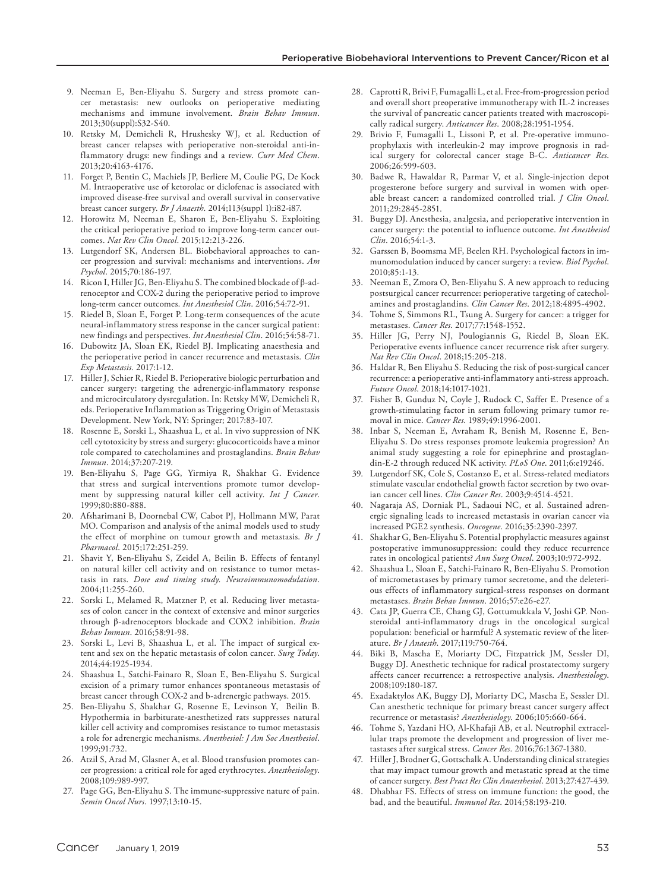9. Neeman E, Ben-Eliyahu S. Surgery and stress promote cancer metastasis: new outlooks on perioperative mediating mechanisms and immune involvement. *Brain Behav Immun*. 2013;30(suppl):S32-S40.
10. Retsky M, Demicheli R, Hrushesky WJ, et al. Reduction of breast cancer relapses with perioperative non-steroidal anti-inflammatory drugs: new findings and a review. *Curr Med Chem*. 2013;20:4163-4176.
11. Forget P, Bentin C, Machiels JP, Berliere M, Coulie PG, De Kock M. Intraoperative use of ketorolac or diclofenac is associated with improved disease-free survival and overall survival in conservative breast cancer surgery. *Br J Anaesth.* 2014;113(suppl 1):i82-i87.
12. Horowitz M, Neeman E, Sharon E, Ben-Eliyahu S. Exploiting the critical perioperative period to improve long-term cancer outcomes. *Nat Rev Clin Oncol*. 2015;12:213-226.
13. Lutgendorf SK, Andersen BL. Biobehavioral approaches to cancer progression and survival: mechanisms and interventions. *Am Psychol*. 2015;70:186-197.
14. Ricon I, Hiller JG, Ben-Eliyahu S. The combined blockade of β-adrenoceptor and COX-2 during the perioperative period to improve long-term cancer outcomes. *Int Anesthesiol Clin*. 2016;54:72-91.
15. Riedel B, Sloan E, Forget P. Long-term consequences of the acute neural-inflammatory stress response in the cancer surgical patient: new findings and perspectives. *Int Anesthesiol Clin*. 2016;54:58-71.
16. Dubowitz JA, Sloan EK, Riedel BJ. Implicating anaesthesia and the perioperative period in cancer recurrence and metastasis. *Clin Exp Metastasis.* 2017:1-12.
17. Hiller J, Schier R, Riedel B. Perioperative biologic perturbation and cancer surgery: targeting the adrenergic-inflammatory response and microcirculatory dysregulation. In: Retsky MW, Demicheli R, eds. Perioperative Inflammation as Triggering Origin of Metastasis Development. New York, NY: Springer; 2017:83-107.
18. Rosenne E, Sorski L, Shaashua L, et al. In vivo suppression of NK cell cytotoxicity by stress and surgery: glucocorticoids have a minor role compared to catecholamines and prostaglandins. *Brain Behav Immun*. 2014;37:207-219.
19. Ben-Eliyahu S, Page GG, Yirmiya R, Shakhar G. Evidence that stress and surgical interventions promote tumor development by suppressing natural killer cell activity. *Int J Cancer*. 1999;80:880-888.
20. Afsharimani B, Doornebal CW, Cabot PJ, Hollmann MW, Parat MO. Comparison and analysis of the animal models used to study the effect of morphine on tumour growth and metastasis. *Br J Pharmacol*. 2015;172:251-259.
21. Shavit Y, Ben-Eliyahu S, Zeidel A, Beilin B. Effects of fentanyl on natural killer cell activity and on resistance to tumor metastasis in rats. *Dose and timing study. Neuroimmunomodulation*. 2004;11:255-260.
22. Sorski L, Melamed R, Matzner P, et al. Reducing liver metastases of colon cancer in the context of extensive and minor surgeries through β-adrenoceptors blockade and COX2 inhibition. *Brain Behav Immun*. 2016;58:91-98.
23. Sorski L, Levi B, Shaashua L, et al. The impact of surgical extent and sex on the hepatic metastasis of colon cancer. *Surg Today*. 2014;44:1925-1934.
24. Shaashua L, Satchi-Fainaro R, Sloan E, Ben-Eliyahu S. Surgical excision of a primary tumor enhances spontaneous metastasis of breast cancer through COX-2 and b-adrenergic pathways. 2015.
25. Ben-Eliyahu S, Shakhar G, Rosenne E, Levinson Y, Beilin B. Hypothermia in barbiturate-anesthetized rats suppresses natural killer cell activity and compromises resistance to tumor metastasis a role for adrenergic mechanisms. *Anesthesiol: J Am Soc Anesthesiol*. 1999;91:732.
26. Atzil S, Arad M, Glasner A, et al. Blood transfusion promotes cancer progression: a critical role for aged erythrocytes. *Anesthesiology*. 2008;109:989-997.
27. Page GG, Ben-Eliyahu S. The immune-suppressive nature of pain. *Semin Oncol Nurs*. 1997;13:10-15.
28. Caprotti R, Brivi F, Fumagalli L, et al. Free-from-progression period and overall short preoperative immunotherapy with IL-2 increases the survival of pancreatic cancer patients treated with macroscopically radical surgery. *Anticancer Res*. 2008;28:1951-1954.
29. Brivio F, Fumagalli L, Lissoni P, et al. Pre-operative immunoprophylaxis with interleukin-2 may improve prognosis in radical surgery for colorectal cancer stage B-C. *Anticancer Res*. 2006;26:599-603.
30. Badwe R, Hawaldar R, Parmar V, et al. Single-injection depot progesterone before surgery and survival in women with operable breast cancer: a randomized controlled trial. *J Clin Oncol*. 2011;29:2845-2851.
31. Buggy DJ. Anesthesia, analgesia, and perioperative intervention in cancer surgery: the potential to influence outcome. *Int Anesthesiol Clin*. 2016;54:1-3.
32. Garssen B, Boomsma MF, Beelen RH. Psychological factors in immunomodulation induced by cancer surgery: a review. *Biol Psychol*. 2010;85:1-13.
33. Neeman E, Zmora O, Ben-Eliyahu S. A new approach to reducing postsurgical cancer recurrence: perioperative targeting of catecholamines and prostaglandins. *Clin Cancer Res*. 2012;18:4895-4902.
34. Tohme S, Simmons RL, Tsung A. Surgery for cancer: a trigger for metastases. *Cancer Res*. 2017;77:1548-1552.
35. Hiller JG, Perry NJ, Poulogiannis G, Riedel B, Sloan EK. Perioperative events influence cancer recurrence risk after surgery. *Nat Rev Clin Oncol*. 2018;15:205-218.
36. Haldar R, Ben Eliyahu S. Reducing the risk of post-surgical cancer recurrence: a perioperative anti-inflammatory anti-stress approach. *Future Oncol*. 2018;14:1017-1021.
37. Fisher B, Gunduz N, Coyle J, Rudock C, Saffer E. Presence of a growth-stimulating factor in serum following primary tumor removal in mice. *Cancer Res*. 1989;49:1996-2001.
38. Inbar S, Neeman E, Avraham R, Benish M, Rosenne E, Ben-Eliyahu S. Do stress responses promote leukemia progression? An animal study suggesting a role for epinephrine and prostaglandin-E-2 through reduced NK activity. *PLoS One*. 2011;6:e19246.
39. Lutgendorf SK, Cole S, Costanzo E, et al. Stress-related mediators stimulate vascular endothelial growth factor secretion by two ovarian cancer cell lines. *Clin Cancer Res*. 2003;9:4514-4521.
40. Nagaraja AS, Dorniak PL, Sadaoui NC, et al. Sustained adrenergic signaling leads to increased metastasis in ovarian cancer via increased PGE2 synthesis. *Oncogene*. 2016;35:2390-2397.
41. Shakhar G, Ben-Eliyahu S. Potential prophylactic measures against postoperative immunosuppression: could they reduce recurrence rates in oncological patients? *Ann Surg Oncol*. 2003;10:972-992.
42. Shaashua L, Sloan E, Satchi-Fainaro R, Ben-Eliyahu S. Promotion of micrometastases by primary tumor secretome, and the deleterious effects of inflammatory surgical-stress responses on dormant metastases. *Brain Behav Immun*. 2016;57:e26-e27.
43. Cata JP, Guerra CE, Chang GJ, Gottumukkala V, Joshi GP. Non-steroidal anti-inflammatory drugs in the oncological surgical population: beneficial or harmful? A systematic review of the literature. *Br J Anaesth*. 2017;119:750-764.
44. Biki B, Mascha E, Moriarty DC, Fitzpatrick JM, Sessler DI, Buggy DJ. Anesthetic technique for radical prostatectomy surgery affects cancer recurrence: a retrospective analysis. *Anesthesiology*. 2008;109:180-187.
45. Exadaktylos AK, Buggy DJ, Moriarty DC, Mascha E, Sessler DI. Can anesthetic technique for primary breast cancer surgery affect recurrence or metastasis? *Anesthesiology.* 2006;105:660-664.
46. Tohme S, Yazdani HO, Al-Khafaji AB, et al. Neutrophil extracellular traps promote the development and progression of liver metastases after surgical stress. *Cancer Res*. 2016;76:1367-1380.
47. Hiller J, Brodner G, Gottschalk A. Understanding clinical strategies that may impact tumour growth and metastatic spread at the time of cancer surgery. *Best Pract Res Clin Anaesthesiol*. 2013;27:427-439.
48. Dhabhar FS. Effects of stress on immune function: the good, the bad, and the beautiful. *Immunol Res*. 2014;58:193-210.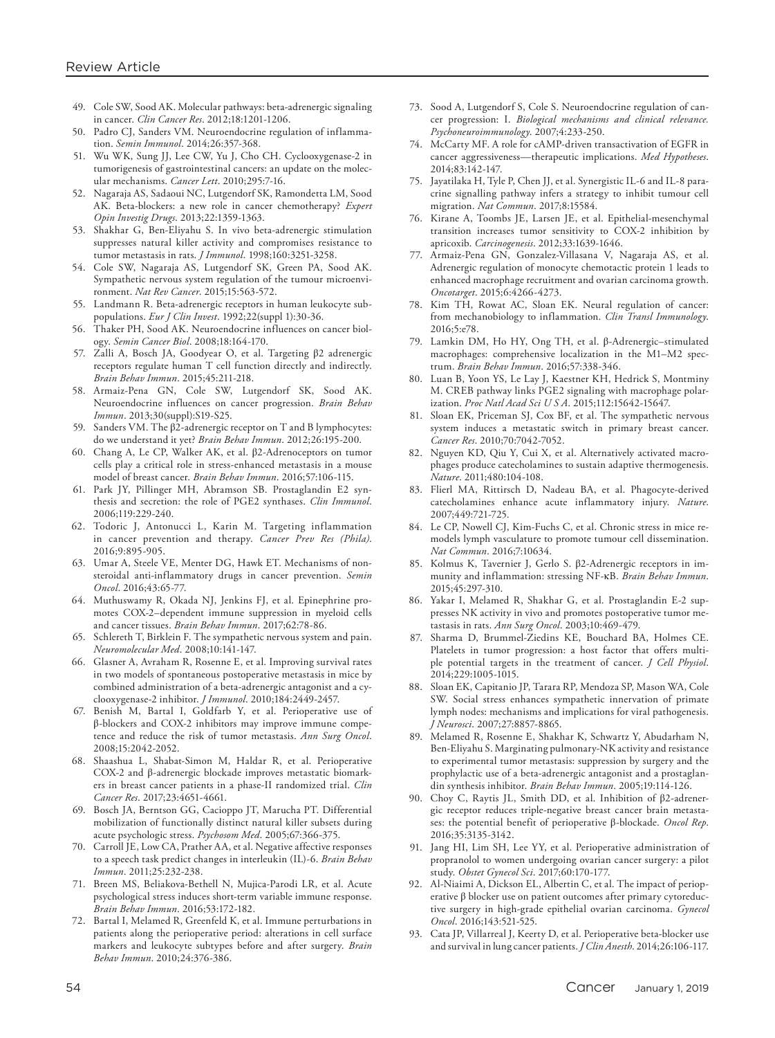49. Cole SW, Sood AK. Molecular pathways: beta-adrenergic signaling in cancer. *Clin Cancer Res*. 2012;18:1201-1206.
50. Padro CJ, Sanders VM. Neuroendocrine regulation of inflammation. *Semin Immunol*. 2014;26:357-368.
51. Wu WK, Sung JJ, Lee CW, Yu J, Cho CH. Cyclooxygenase-2 in tumorigenesis of gastrointestinal cancers: an update on the molecular mechanisms. *Cancer Lett*. 2010;295:7-16.
52. Nagaraja AS, Sadaoui NC, Lutgendorf SK, Ramondetta LM, Sood AK. Beta-blockers: a new role in cancer chemotherapy? *Expert Opin Investig Drugs*. 2013;22:1359-1363.
53. Shakhar G, Ben-Eliyahu S. In vivo beta-adrenergic stimulation suppresses natural killer activity and compromises resistance to tumor metastasis in rats. *J Immunol*. 1998;160:3251-3258.
54. Cole SW, Nagaraja AS, Lutgendorf SK, Green PA, Sood AK. Sympathetic nervous system regulation of the tumour microenvironment. *Nat Rev Cancer*. 2015;15:563-572.
55. Landmann R. Beta-adrenergic receptors in human leukocyte subpopulations. *Eur J Clin Invest*. 1992;22(suppl 1):30-36.
56. Thaker PH, Sood AK. Neuroendocrine influences on cancer biology. *Semin Cancer Biol*. 2008;18:164-170.
57. Zalli A, Bosch JA, Goodyear O, et al. Targeting β2 adrenergic receptors regulate human T cell function directly and indirectly. *Brain Behav Immun*. 2015;45:211-218.
58. Armaiz-Pena GN, Cole SW, Lutgendorf SK, Sood AK. Neuroendocrine influences on cancer progression. *Brain Behav Immun*. 2013;30(suppl):S19-S25.
59. Sanders VM. The β2-adrenergic receptor on T and B lymphocytes: do we understand it yet? *Brain Behav Immun*. 2012;26:195-200.
60. Chang A, Le CP, Walker AK, et al. β2-Adrenoceptors on tumor cells play a critical role in stress-enhanced metastasis in a mouse model of breast cancer. *Brain Behav Immun*. 2016;57:106-115.
61. Park JY, Pillinger MH, Abramson SB. Prostaglandin E2 synthesis and secretion: the role of PGE2 synthases. *Clin Immunol*. 2006;119:229-240.
62. Todoric J, Antonucci L, Karin M. Targeting inflammation in cancer prevention and therapy. *Cancer Prev Res (Phila)*. 2016;9:895-905.
63. Umar A, Steele VE, Menter DG, Hawk ET. Mechanisms of nonsteroidal anti-inflammatory drugs in cancer prevention. *Semin Oncol*. 2016;43:65-77.
64. Muthuswamy R, Okada NJ, Jenkins FJ, et al. Epinephrine promotes COX-2–dependent immune suppression in myeloid cells and cancer tissues. *Brain Behav Immun*. 2017;62:78-86.
65. Schlereth T, Birklein F. The sympathetic nervous system and pain. *Neuromolecular Med*. 2008;10:141-147.
66. Glasner A, Avraham R, Rosenne E, et al. Improving survival rates in two models of spontaneous postoperative metastasis in mice by combined administration of a beta-adrenergic antagonist and a cyclooxygenase-2 inhibitor. *J Immunol*. 2010;184:2449-2457.
67. Benish M, Bartal I, Goldfarb Y, et al. Perioperative use of β-blockers and COX-2 inhibitors may improve immune competence and reduce the risk of tumor metastasis. *Ann Surg Oncol*. 2008;15:2042-2052.
68. Shaashua L, Shabat-Simon M, Haldar R, et al. Perioperative COX-2 and β-adrenergic blockade improves metastatic biomarkers in breast cancer patients in a phase-II randomized trial. *Clin Cancer Res*. 2017;23:4651-4661.
69. Bosch JA, Berntson GG, Cacioppo JT, Marucha PT. Differential mobilization of functionally distinct natural killer subsets during acute psychologic stress. *Psychosom Med*. 2005;67:366-375.
70. Carroll JE, Low CA, Prather AA, et al. Negative affective responses to a speech task predict changes in interleukin (IL)-6. *Brain Behav Immun*. 2011;25:232-238.
71. Breen MS, Beliakova-Bethell N, Mujica-Parodi LR, et al. Acute psychological stress induces short-term variable immune response. *Brain Behav Immun*. 2016;53:172-182.
72. Bartal I, Melamed R, Greenfeld K, et al. Immune perturbations in patients along the perioperative period: alterations in cell surface markers and leukocyte subtypes before and after surgery. *Brain Behav Immun*. 2010;24:376-386.
73. Sood A, Lutgendorf S, Cole S. Neuroendocrine regulation of cancer progression: I. *Biological mechanisms and clinical relevance. Psychoneuroimmunology*. 2007;4:233-250.
74. McCarty MF. A role for cAMP-driven transactivation of EGFR in cancer aggressiveness—therapeutic implications. *Med Hypotheses*. 2014;83:142-147.
75. Jayatilaka H, Tyle P, Chen JJ, et al. Synergistic IL-6 and IL-8 paracrine signalling pathway infers a strategy to inhibit tumour cell migration. *Nat Commun*. 2017;8:15584.
76. Kirane A, Toombs JE, Larsen JE, et al. Epithelial-mesenchymal transition increases tumor sensitivity to COX-2 inhibition by apricoxib. *Carcinogenesis*. 2012;33:1639-1646.
77. Armaiz-Pena GN, Gonzalez-Villasana V, Nagaraja AS, et al. Adrenergic regulation of monocyte chemotactic protein 1 leads to enhanced macrophage recruitment and ovarian carcinoma growth. *Oncotarget*. 2015;6:4266-4273.
78. Kim TH, Rowat AC, Sloan EK. Neural regulation of cancer: from mechanobiology to inflammation. *Clin Transl Immunology*. 2016;5:e78.
79. Lamkin DM, Ho HY, Ong TH, et al. β-Adrenergic–stimulated macrophages: comprehensive localization in the M1–M2 spectrum. *Brain Behav Immun*. 2016;57:338-346.
80. Luan B, Yoon YS, Le Lay J, Kaestner KH, Hedrick S, Montminy M. CREB pathway links PGE2 signaling with macrophage polarization. *Proc Natl Acad Sci U S A*. 2015;112:15642-15647.
81. Sloan EK, Priceman SJ, Cox BF, et al. The sympathetic nervous system induces a metastatic switch in primary breast cancer. *Cancer Res*. 2010;70:7042-7052.
82. Nguyen KD, Qiu Y, Cui X, et al. Alternatively activated macrophages produce catecholamines to sustain adaptive thermogenesis. *Nature*. 2011;480:104-108.
83. Flierl MA, Rittirsch D, Nadeau BA, et al. Phagocyte-derived catecholamines enhance acute inflammatory injury. *Nature*. 2007;449:721-725.
84. Le CP, Nowell CJ, Kim-Fuchs C, et al. Chronic stress in mice remodels lymph vasculature to promote tumour cell dissemination. *Nat Commun*. 2016;7:10634.
85. Kolmus K, Tavernier J, Gerlo S. β2-Adrenergic receptors in immunity and inflammation: stressing NF-κB. *Brain Behav Immun*. 2015;45:297-310.
86. Yakar I, Melamed R, Shakhar G, et al. Prostaglandin E-2 suppresses NK activity in vivo and promotes postoperative tumor metastasis in rats. *Ann Surg Oncol*. 2003;10:469-479.
87. Sharma D, Brummel-Ziedins KE, Bouchard BA, Holmes CE. Platelets in tumor progression: a host factor that offers multiple potential targets in the treatment of cancer. *J Cell Physiol*. 2014;229:1005-1015.
88. Sloan EK, Capitanio JP, Tarara RP, Mendoza SP, Mason WA, Cole SW. Social stress enhances sympathetic innervation of primate lymph nodes: mechanisms and implications for viral pathogenesis. *J Neurosci*. 2007;27:8857-8865.
89. Melamed R, Rosenne E, Shakhar K, Schwartz Y, Abudarham N, Ben-Eliyahu S. Marginating pulmonary-NK activity and resistance to experimental tumor metastasis: suppression by surgery and the prophylactic use of a beta-adrenergic antagonist and a prostaglandin synthesis inhibitor. *Brain Behav Immun*. 2005;19:114-126.
90. Choy C, Raytis JL, Smith DD, et al. Inhibition of β2-adrenergic receptor reduces triple-negative breast cancer brain metastases: the potential benefit of perioperative β-blockade. *Oncol Rep*. 2016;35:3135-3142.
91. Jang HI, Lim SH, Lee YY, et al. Perioperative administration of propranolol to women undergoing ovarian cancer surgery: a pilot study. *Obstet Gynecol Sci*. 2017;60:170-177.
92. Al-Niaimi A, Dickson EL, Albertin C, et al. The impact of perioperative β blocker use on patient outcomes after primary cytoreductive surgery in high-grade epithelial ovarian carcinoma. *Gynecol Oncol*. 2016;143:521-525.
93. Cata JP, Villarreal J, Keerty D, et al. Perioperative beta-blocker use and survival in lung cancer patients. *J Clin Anesth*. 2014;26:106-117.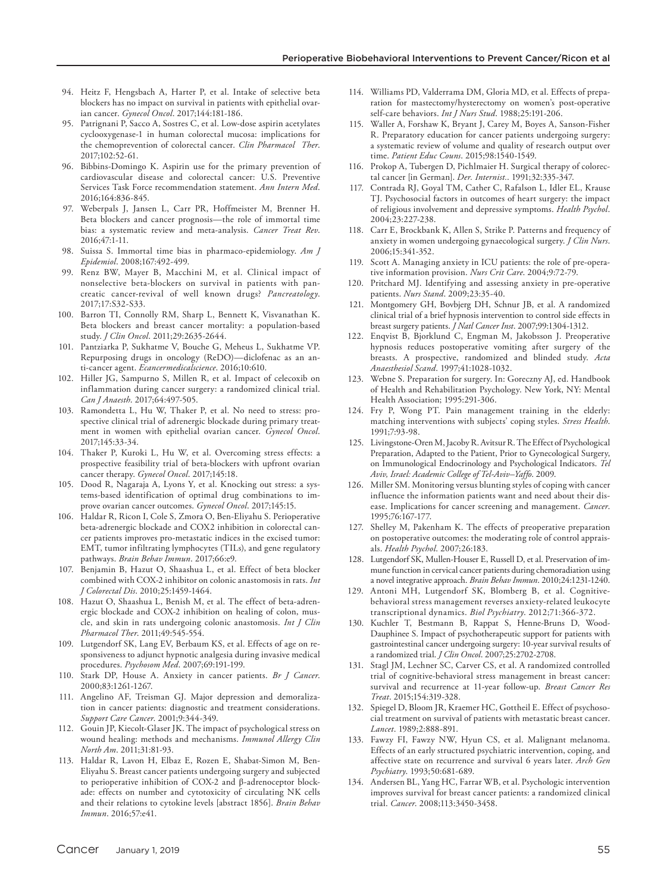94. Heitz F, Hengsbach A, Harter P, et al. Intake of selective beta blockers has no impact on survival in patients with epithelial ovarian cancer. *Gynecol Oncol*. 2017;144:181-186.
95. Patrignani P, Sacco A, Sostres C, et al. Low-dose aspirin acetylates cyclooxygenase-1 in human colorectal mucosa: implications for the chemoprevention of colorectal cancer. *Clin Pharmacol Ther*. 2017;102:52-61.
96. Bibbins-Domingo K. Aspirin use for the primary prevention of cardiovascular disease and colorectal cancer: U.S. Preventive Services Task Force recommendation statement. *Ann Intern Med*. 2016;164:836-845.
97. Weberpals J, Jansen L, Carr PR, Hoffmeister M, Brenner H. Beta blockers and cancer prognosis—the role of immortal time bias: a systematic review and meta-analysis. *Cancer Treat Rev*. 2016;47:1-11.
98. Suissa S. Immortal time bias in pharmaco-epidemiology. *Am J Epidemiol*. 2008;167:492-499.
99. Renz BW, Mayer B, Macchini M, et al. Clinical impact of nonselective beta-blockers on survival in patients with pancreatic cancer-revival of well known drugs? *Pancreatology*. 2017;17:S32-S33.
100. Barron TI, Connolly RM, Sharp L, Bennett K, Visvanathan K. Beta blockers and breast cancer mortality: a population-based study. *J Clin Oncol*. 2011;29:2635-2644.
101. Pantziarka P, Sukhatme V, Bouche G, Meheus L, Sukhatme VP. Repurposing drugs in oncology (ReDO)—diclofenac as an anti-cancer agent. *Ecancermedicalscience*. 2016;10:610.
102. Hiller JG, Sampurno S, Millen R, et al. Impact of celecoxib on inflammation during cancer surgery: a randomized clinical trial. *Can J Anaesth*. 2017;64:497-505.
103. Ramondetta L, Hu W, Thaker P, et al. No need to stress: prospective clinical trial of adrenergic blockade during primary treatment in women with epithelial ovarian cancer. *Gynecol Oncol*. 2017;145:33-34.
104. Thaker P, Kuroki L, Hu W, et al. Overcoming stress effects: a prospective feasibility trial of beta-blockers with upfront ovarian cancer therapy. *Gynecol Oncol*. 2017;145:18.
105. Dood R, Nagaraja A, Lyons Y, et al. Knocking out stress: a systems-based identification of optimal drug combinations to improve ovarian cancer outcomes. *Gynecol Oncol*. 2017;145:15.
106. Haldar R, Ricon I, Cole S, Zmora O, Ben-Eliyahu S. Perioperative beta-adrenergic blockade and COX2 inhibition in colorectal cancer patients improves pro-metastatic indices in the excised tumor: EMT, tumor infiltrating lymphocytes (TILs), and gene regulatory pathways. *Brain Behav Immun*. 2017;66:e9.
107. Benjamin B, Hazut O, Shaashua L, et al. Effect of beta blocker combined with COX-2 inhibitor on colonic anastomosis in rats. *Int J Colorectal Dis*. 2010;25:1459-1464.
108. Hazut O, Shaashua L, Benish M, et al. The effect of beta-adrenergic blockade and COX-2 inhibition on healing of colon, muscle, and skin in rats undergoing colonic anastomosis. *Int J Clin Pharmacol Ther*. 2011;49:545-554.
109. Lutgendorf SK, Lang EV, Berbaum KS, et al. Effects of age on responsiveness to adjunct hypnotic analgesia during invasive medical procedures. *Psychosom Med*. 2007;69:191-199.
110. Stark DP, House A. Anxiety in cancer patients. *Br J Cancer*. 2000;83:1261-1267.
111. Angelino AF, Treisman GJ. Major depression and demoralization in cancer patients: diagnostic and treatment considerations. *Support Care Cancer*. 2001;9:344-349.
112. Gouin JP, Kiecolt-Glaser JK. The impact of psychological stress on wound healing: methods and mechanisms. *Immunol Allergy Clin North Am*. 2011;31:81-93.
113. Haldar R, Lavon H, Elbaz E, Rozen E, Shabat-Simon M, Ben-Eliyahu S. Breast cancer patients undergoing surgery and subjected to perioperative inhibition of COX-2 and β-adrenoceptor blockade: effects on number and cytotoxicity of circulating NK cells and their relations to cytokine levels [abstract 1856]. *Brain Behav Immun*. 2016;57:e41.
114. Williams PD, Valderrama DM, Gloria MD, et al. Effects of preparation for mastectomy/hysterectomy on women's post-operative self-care behaviors. *Int J Nurs Stud*. 1988;25:191-206.
115. Waller A, Forshaw K, Bryant J, Carey M, Boyes A, Sanson-Fisher R. Preparatory education for cancer patients undergoing surgery: a systematic review of volume and quality of research output over time. *Patient Educ Couns*. 2015;98:1540-1549.
116. Prokop A, Tubergen D, Pichlmaier H. Surgical therapy of colorectal cancer [in German]. *Der. Internist.*. 1991;32:335-347.
117. Contrada RJ, Goyal TM, Cather C, Rafalson L, Idler EL, Krause TJ. Psychosocial factors in outcomes of heart surgery: the impact of religious involvement and depressive symptoms. *Health Psychol*. 2004;23:227-238.
118. Carr E, Brockbank K, Allen S, Strike P. Patterns and frequency of anxiety in women undergoing gynaecological surgery. *J Clin Nurs*. 2006;15:341-352.
119. Scott A. Managing anxiety in ICU patients: the role of pre-operative information provision. *Nurs Crit Care*. 2004;9:72-79.
120. Pritchard MJ. Identifying and assessing anxiety in pre-operative patients. *Nurs Stand*. 2009;23:35-40.
121. Montgomery GH, Bovbjerg DH, Schnur JB, et al. A randomized clinical trial of a brief hypnosis intervention to control side effects in breast surgery patients. *J Natl Cancer Inst*. 2007;99:1304-1312.
122. Enqvist B, Bjorklund C, Engman M, Jakobsson J. Preoperative hypnosis reduces postoperative vomiting after surgery of the breasts. A prospective, randomized and blinded study. *Acta Anaesthesiol Scand*. 1997;41:1028-1032.
123. Webne S. Preparation for surgery. In: Goreczny AJ, ed. Handbook of Health and Rehabilitation Psychology. New York, NY: Mental Health Association; 1995:291-306.
124. Fry P, Wong PT. Pain management training in the elderly: matching interventions with subjects' coping styles. *Stress Health*. 1991;7:93-98.
125. Livingstone-Oren M, Jacoby R. Avitsur R. The Effect of Psychological Preparation, Adapted to the Patient, Prior to Gynecological Surgery, on Immunological Endocrinology and Psychological Indicators. *Tel Aviv, Israel: Academic College of Tel-Aviv–Yaffo*. 2009.
126. Miller SM. Monitoring versus blunting styles of coping with cancer influence the information patients want and need about their disease. Implications for cancer screening and management. *Cancer*. 1995;76:167-177.
127. Shelley M, Pakenham K. The effects of preoperative preparation on postoperative outcomes: the moderating role of control appraisals. *Health Psychol*. 2007;26:183.
128. Lutgendorf SK, Mullen-Houser E, Russell D, et al. Preservation of immune function in cervical cancer patients during chemoradiation using a novel integrative approach. *Brain Behav Immun*. 2010;24:1231-1240.
129. Antoni MH, Lutgendorf SK, Blomberg B, et al. Cognitive-behavioral stress management reverses anxiety-related leukocyte transcriptional dynamics. *Biol Psychiatry*. 2012;71:366-372.
130. Kuchler T, Bestmann B, Rappat S, Henne-Bruns D, Wood-Dauphinee S. Impact of psychotherapeutic support for patients with gastrointestinal cancer undergoing surgery: 10-year survival results of a randomized trial. *J Clin Oncol*. 2007;25:2702-2708.
131. Stagl JM, Lechner SC, Carver CS, et al. A randomized controlled trial of cognitive-behavioral stress management in breast cancer: survival and recurrence at 11-year follow-up. *Breast Cancer Res Treat*. 2015;154:319-328.
132. Spiegel D, Bloom JR, Kraemer HC, Gottheil E. Effect of psychosocial treatment on survival of patients with metastatic breast cancer. *Lancet*. 1989;2:888-891.
133. Fawzy FI, Fawzy NW, Hyun CS, et al. Malignant melanoma. Effects of an early structured psychiatric intervention, coping, and affective state on recurrence and survival 6 years later. *Arch Gen Psychiatry*. 1993;50:681-689.
134. Andersen BL, Yang HC, Farrar WB, et al. Psychologic intervention improves survival for breast cancer patients: a randomized clinical trial. *Cancer*. 2008;113:3450-3458.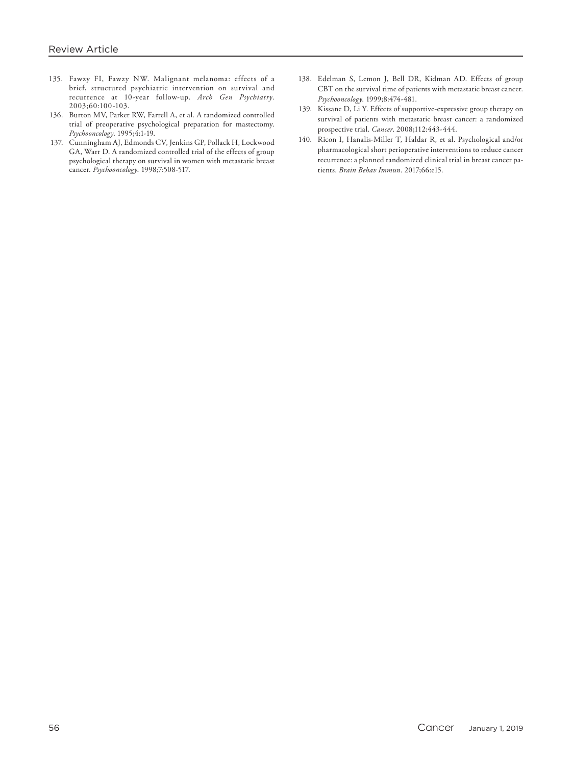135. Fawzy FI, Fawzy NW. Malignant melanoma: effects of a brief, structured psychiatric intervention on survival and recurrence at 10-year follow-up. *Arch Gen Psychiatry*. 2003;60:100-103.
136. Burton MV, Parker RW, Farrell A, et al. A randomized controlled trial of preoperative psychological preparation for mastectomy. *Psychooncology*. 1995;4:1-19.
137. Cunningham AJ, Edmonds CV, Jenkins GP, Pollack H, Lockwood GA, Warr D. A randomized controlled trial of the effects of group psychological therapy on survival in women with metastatic breast cancer. *Psychooncology*. 1998;7:508-517.
138. Edelman S, Lemon J, Bell DR, Kidman AD. Effects of group CBT on the survival time of patients with metastatic breast cancer. *Psychooncology*. 1999;8:474-481.
139. Kissane D, Li Y. Effects of supportive-expressive group therapy on survival of patients with metastatic breast cancer: a randomized prospective trial. *Cancer*. 2008;112:443-444.
140. Ricon I, Hanalis-Miller T, Haldar R, et al. Psychological and/or pharmacological short perioperative interventions to reduce cancer recurrence: a planned randomized clinical trial in breast cancer patients. *Brain Behav Immun*. 2017;66:e15.